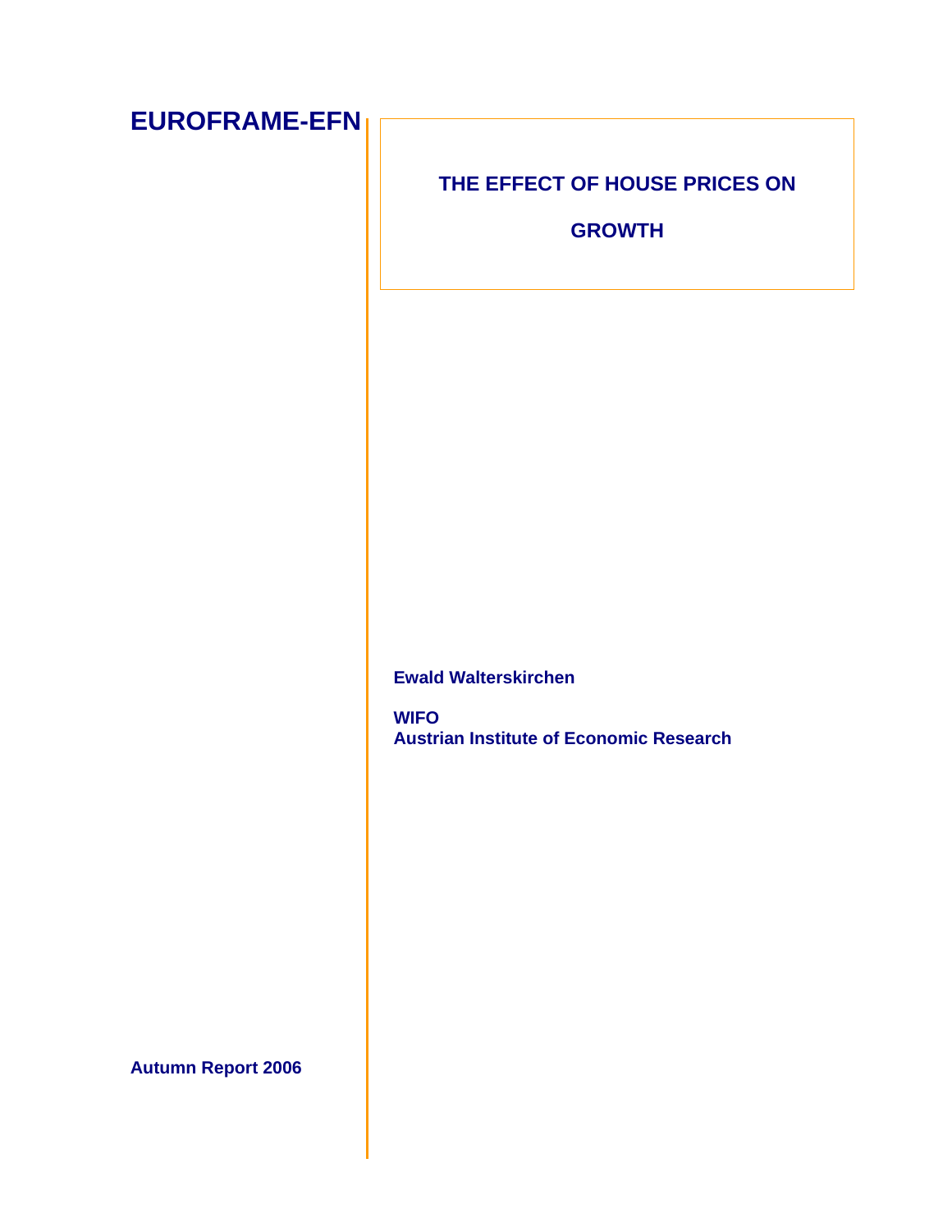**EUROFRAME-EFN**

# THE EFFECT OF HOUSE PRICES ON GROWTH

**Ewald Walterskirchen**

**WIFO**
**Austrian Institute of Economic Research**

**Autumn Report 2006**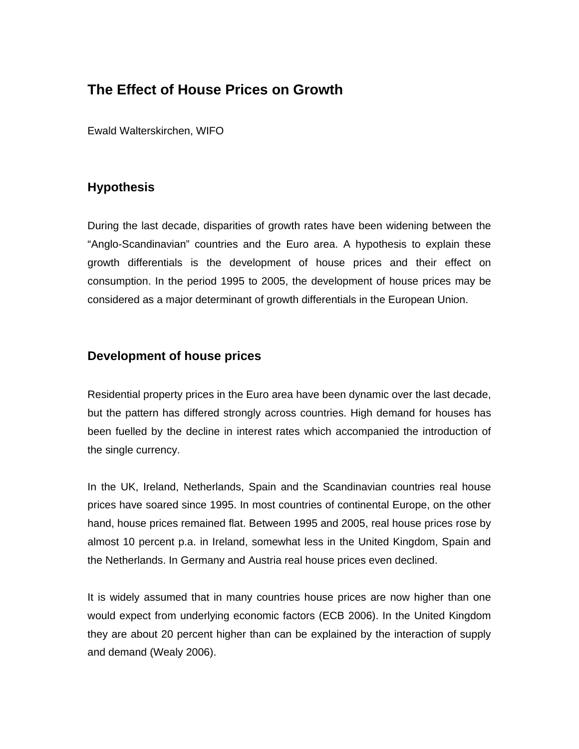# The Effect of House Prices on Growth

Ewald Walterskirchen, WIFO

## Hypothesis

During the last decade, disparities of growth rates have been widening between the "Anglo-Scandinavian" countries and the Euro area. A hypothesis to explain these growth differentials is the development of house prices and their effect on consumption. In the period 1995 to 2005, the development of house prices may be considered as a major determinant of growth differentials in the European Union.

## Development of house prices

Residential property prices in the Euro area have been dynamic over the last decade, but the pattern has differed strongly across countries. High demand for houses has been fuelled by the decline in interest rates which accompanied the introduction of the single currency.

In the UK, Ireland, Netherlands, Spain and the Scandinavian countries real house prices have soared since 1995. In most countries of continental Europe, on the other hand, house prices remained flat. Between 1995 and 2005, real house prices rose by almost 10 percent p.a. in Ireland, somewhat less in the United Kingdom, Spain and the Netherlands. In Germany and Austria real house prices even declined.

It is widely assumed that in many countries house prices are now higher than one would expect from underlying economic factors (ECB 2006). In the United Kingdom they are about 20 percent higher than can be explained by the interaction of supply and demand (Wealy 2006).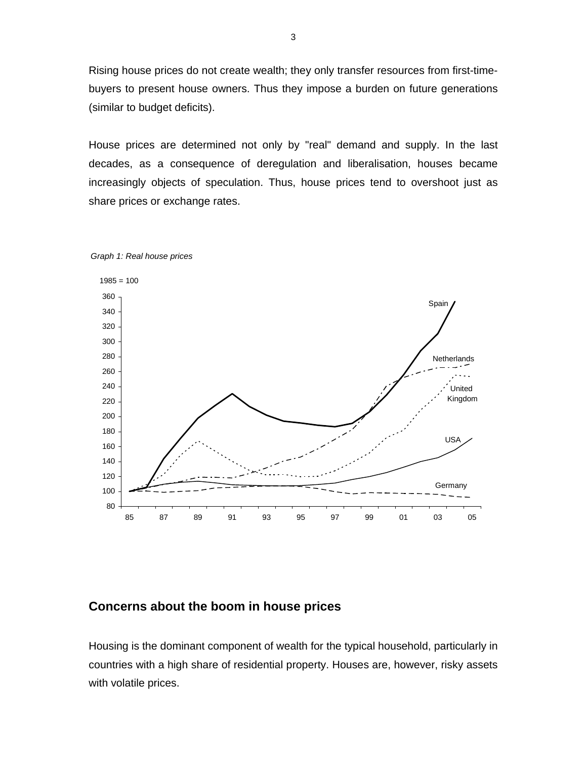Rising house prices do not create wealth; they only transfer resources from first-time-buyers to present house owners. Thus they impose a burden on future generations (similar to budget deficits).

House prices are determined not only by "real" demand and supply. In the last decades, as a consequence of deregulation and liberalisation, houses became increasingly objects of speculation. Thus, house prices tend to overshoot just as share prices or exchange rates.

*Graph 1: Real house prices*

## Concerns about the boom in house prices

Housing is the dominant component of wealth for the typical household, particularly in countries with a high share of residential property. Houses are, however, risky assets with volatile prices.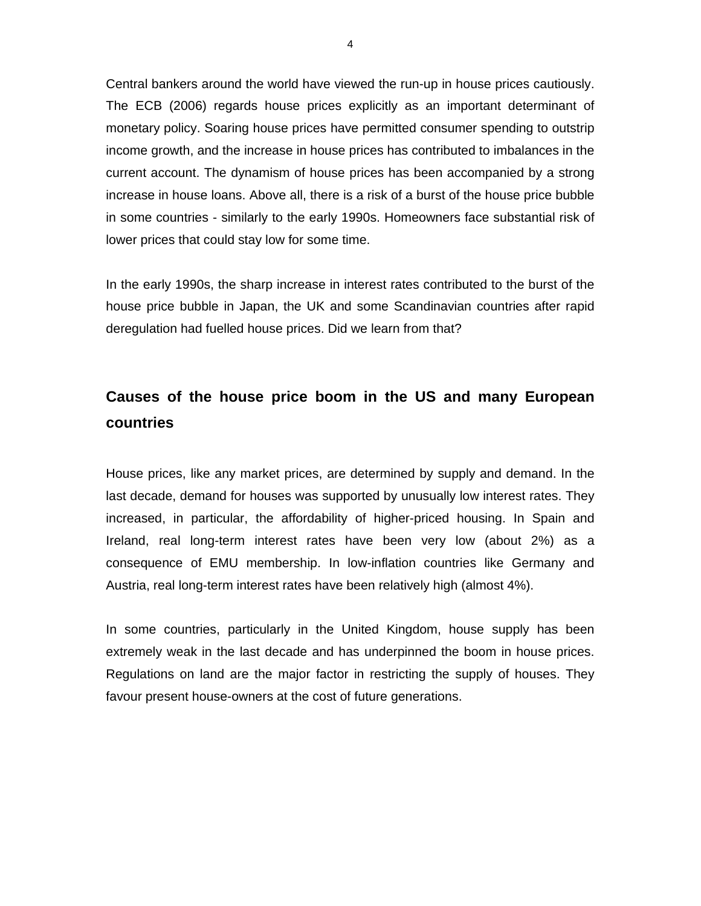Central bankers around the world have viewed the run-up in house prices cautiously. The ECB (2006) regards house prices explicitly as an important determinant of monetary policy. Soaring house prices have permitted consumer spending to outstrip income growth, and the increase in house prices has contributed to imbalances in the current account. The dynamism of house prices has been accompanied by a strong increase in house loans. Above all, there is a risk of a burst of the house price bubble in some countries - similarly to the early 1990s. Homeowners face substantial risk of lower prices that could stay low for some time.

In the early 1990s, the sharp increase in interest rates contributed to the burst of the house price bubble in Japan, the UK and some Scandinavian countries after rapid deregulation had fuelled house prices. Did we learn from that?

## Causes of the house price boom in the US and many European countries

House prices, like any market prices, are determined by supply and demand. In the last decade, demand for houses was supported by unusually low interest rates. They increased, in particular, the affordability of higher-priced housing. In Spain and Ireland, real long-term interest rates have been very low (about 2%) as a consequence of EMU membership. In low-inflation countries like Germany and Austria, real long-term interest rates have been relatively high (almost 4%).

In some countries, particularly in the United Kingdom, house supply has been extremely weak in the last decade and has underpinned the boom in house prices. Regulations on land are the major factor in restricting the supply of houses. They favour present house-owners at the cost of future generations.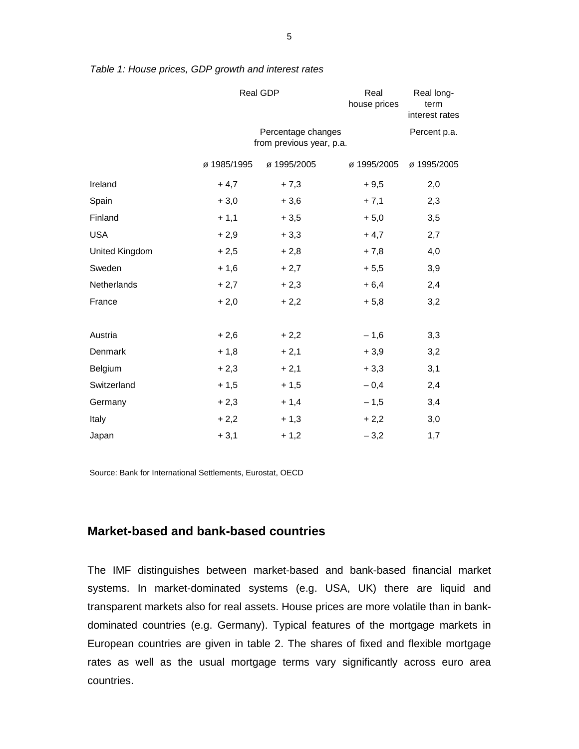*Table 1: House prices, GDP growth and interest rates*

| | Real GDP | | Real house prices | Real long-term interest rates |
|---|---|---|---|---|
| | Percentage changes from previous year, p.a. | | | Percent p.a. |
| | ø 1985/1995 | ø 1995/2005 | ø 1995/2005 | ø 1995/2005 |
| Ireland | + 4,7 | + 7,3 | + 9,5 | 2,0 |
| Spain | + 3,0 | + 3,6 | + 7,1 | 2,3 |
| Finland | + 1,1 | + 3,5 | + 5,0 | 3,5 |
| USA | + 2,9 | + 3,3 | + 4,7 | 2,7 |
| United Kingdom | + 2,5 | + 2,8 | + 7,8 | 4,0 |
| Sweden | + 1,6 | + 2,7 | + 5,5 | 3,9 |
| Netherlands | + 2,7 | + 2,3 | + 6,4 | 2,4 |
| France | + 2,0 | + 2,2 | + 5,8 | 3,2 |
| Austria | + 2,6 | + 2,2 | – 1,6 | 3,3 |
| Denmark | + 1,8 | + 2,1 | + 3,9 | 3,2 |
| Belgium | + 2,3 | + 2,1 | + 3,3 | 3,1 |
| Switzerland | + 1,5 | + 1,5 | – 0,4 | 2,4 |
| Germany | + 2,3 | + 1,4 | – 1,5 | 3,4 |
| Italy | + 2,2 | + 1,3 | + 2,2 | 3,0 |
| Japan | + 3,1 | + 1,2 | – 3,2 | 1,7 |

Source: Bank for International Settlements, Eurostat, OECD

## Market-based and bank-based countries

The IMF distinguishes between market-based and bank-based financial market systems. In market-dominated systems (e.g. USA, UK) there are liquid and transparent markets also for real assets. House prices are more volatile than in bank-dominated countries (e.g. Germany). Typical features of the mortgage markets in European countries are given in table 2. The shares of fixed and flexible mortgage rates as well as the usual mortgage terms vary significantly across euro area countries.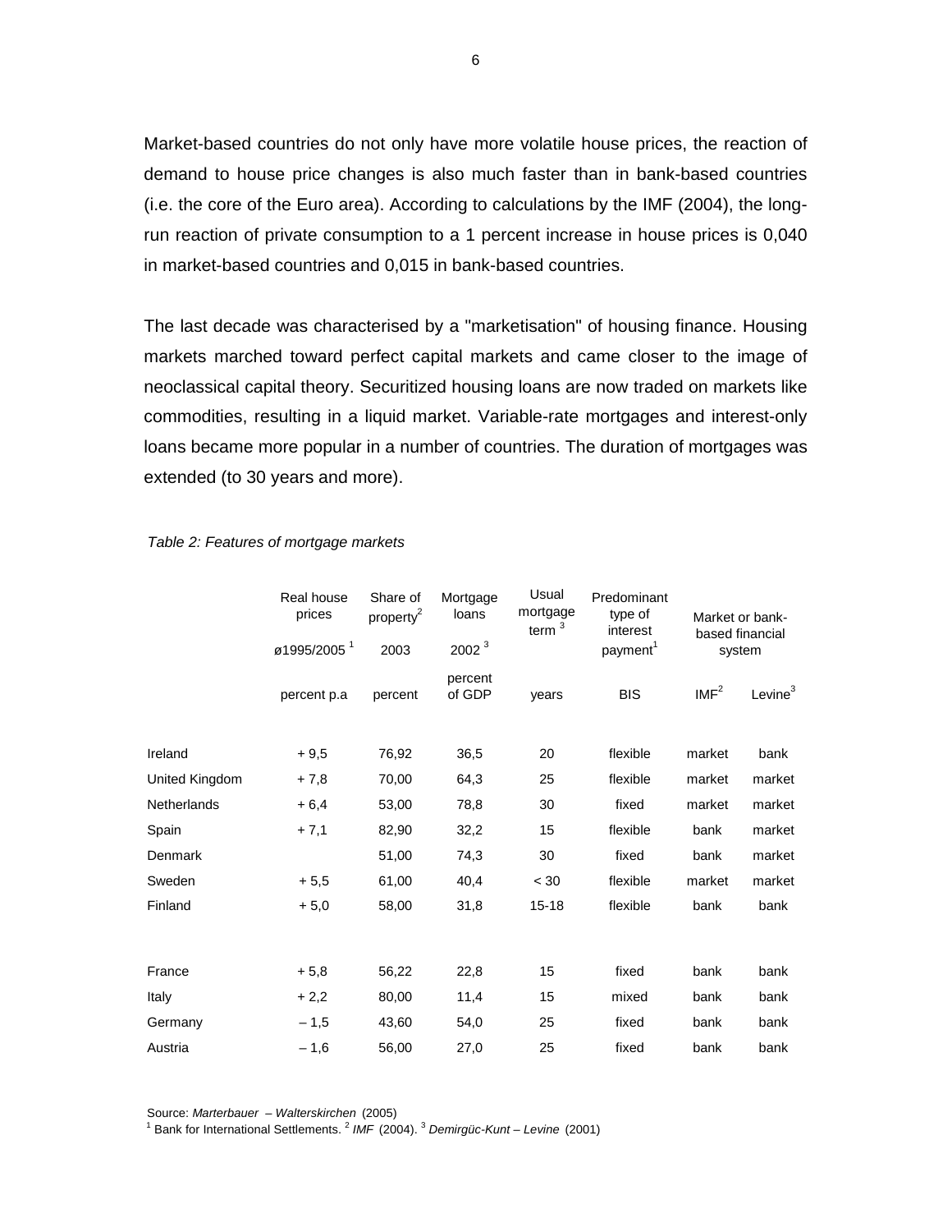Market-based countries do not only have more volatile house prices, the reaction of demand to house price changes is also much faster than in bank-based countries (i.e. the core of the Euro area). According to calculations by the IMF (2004), the long-run reaction of private consumption to a 1 percent increase in house prices is 0,040 in market-based countries and 0,015 in bank-based countries.

The last decade was characterised by a "marketisation" of housing finance. Housing markets marched toward perfect capital markets and came closer to the image of neoclassical capital theory. Securitized housing loans are now traded on markets like commodities, resulting in a liquid market. Variable-rate mortgages and interest-only loans became more popular in a number of countries. The duration of mortgages was extended (to 30 years and more).

*Table 2: Features of mortgage markets*

| | Real house prices ø1995/2005 [1] | Share of property[2] 2003 | Mortgage loans 2002 [3] | Usual mortgage term [3] | Predominant type of interest payment[1] | Market or bank-based financial system | |
|---|---|---|---|---|---|---|---|
| | percent p.a | percent | percent of GDP | years | BIS | IMF[2] | Levine[3] |
| Ireland | + 9,5 | 76,92 | 36,5 | 20 | flexible | market | bank |
| United Kingdom | + 7,8 | 70,00 | 64,3 | 25 | flexible | market | market |
| Netherlands | + 6,4 | 53,00 | 78,8 | 30 | fixed | market | market |
| Spain | + 7,1 | 82,90 | 32,2 | 15 | flexible | bank | market |
| Denmark | | 51,00 | 74,3 | 30 | fixed | bank | market |
| Sweden | + 5,5 | 61,00 | 40,4 | < 30 | flexible | market | market |
| Finland | + 5,0 | 58,00 | 31,8 | 15-18 | flexible | bank | bank |
| | | | | | | | |
| France | + 5,8 | 56,22 | 22,8 | 15 | fixed | bank | bank |
| Italy | + 2,2 | 80,00 | 11,4 | 15 | mixed | bank | bank |
| Germany | – 1,5 | 43,60 | 54,0 | 25 | fixed | bank | bank |
| Austria | – 1,6 | 56,00 | 27,0 | 25 | fixed | bank | bank |

Source: *Marterbauer – Walterskirchen* (2005)
[1] Bank for International Settlements. [2] *IMF* (2004). [3] *Demirgüc-Kunt – Levine* (2001)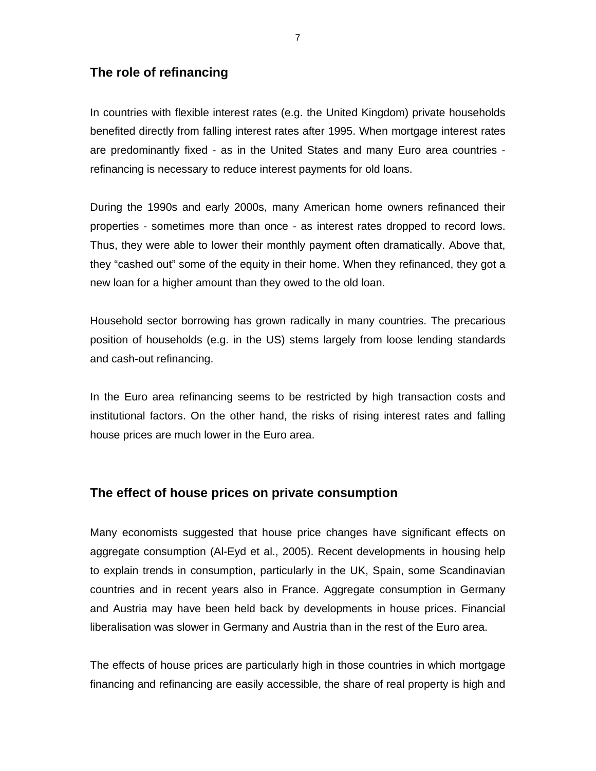## The role of refinancing

In countries with flexible interest rates (e.g. the United Kingdom) private households benefited directly from falling interest rates after 1995. When mortgage interest rates are predominantly fixed - as in the United States and many Euro area countries - refinancing is necessary to reduce interest payments for old loans.

During the 1990s and early 2000s, many American home owners refinanced their properties - sometimes more than once - as interest rates dropped to record lows. Thus, they were able to lower their monthly payment often dramatically. Above that, they "cashed out" some of the equity in their home. When they refinanced, they got a new loan for a higher amount than they owed to the old loan.

Household sector borrowing has grown radically in many countries. The precarious position of households (e.g. in the US) stems largely from loose lending standards and cash-out refinancing.

In the Euro area refinancing seems to be restricted by high transaction costs and institutional factors. On the other hand, the risks of rising interest rates and falling house prices are much lower in the Euro area.

## The effect of house prices on private consumption

Many economists suggested that house price changes have significant effects on aggregate consumption (Al-Eyd et al., 2005). Recent developments in housing help to explain trends in consumption, particularly in the UK, Spain, some Scandinavian countries and in recent years also in France. Aggregate consumption in Germany and Austria may have been held back by developments in house prices. Financial liberalisation was slower in Germany and Austria than in the rest of the Euro area.

The effects of house prices are particularly high in those countries in which mortgage financing and refinancing are easily accessible, the share of real property is high and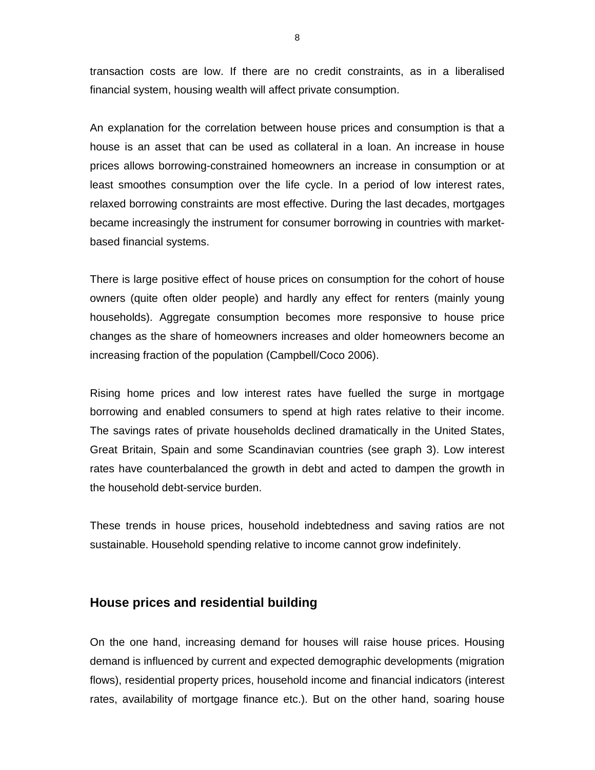transaction costs are low. If there are no credit constraints, as in a liberalised financial system, housing wealth will affect private consumption.

An explanation for the correlation between house prices and consumption is that a house is an asset that can be used as collateral in a loan. An increase in house prices allows borrowing-constrained homeowners an increase in consumption or at least smoothes consumption over the life cycle. In a period of low interest rates, relaxed borrowing constraints are most effective. During the last decades, mortgages became increasingly the instrument for consumer borrowing in countries with market-based financial systems.

There is large positive effect of house prices on consumption for the cohort of house owners (quite often older people) and hardly any effect for renters (mainly young households). Aggregate consumption becomes more responsive to house price changes as the share of homeowners increases and older homeowners become an increasing fraction of the population (Campbell/Coco 2006).

Rising home prices and low interest rates have fuelled the surge in mortgage borrowing and enabled consumers to spend at high rates relative to their income. The savings rates of private households declined dramatically in the United States, Great Britain, Spain and some Scandinavian countries (see graph 3). Low interest rates have counterbalanced the growth in debt and acted to dampen the growth in the household debt-service burden.

These trends in house prices, household indebtedness and saving ratios are not sustainable. Household spending relative to income cannot grow indefinitely.

## House prices and residential building

On the one hand, increasing demand for houses will raise house prices. Housing demand is influenced by current and expected demographic developments (migration flows), residential property prices, household income and financial indicators (interest rates, availability of mortgage finance etc.). But on the other hand, soaring house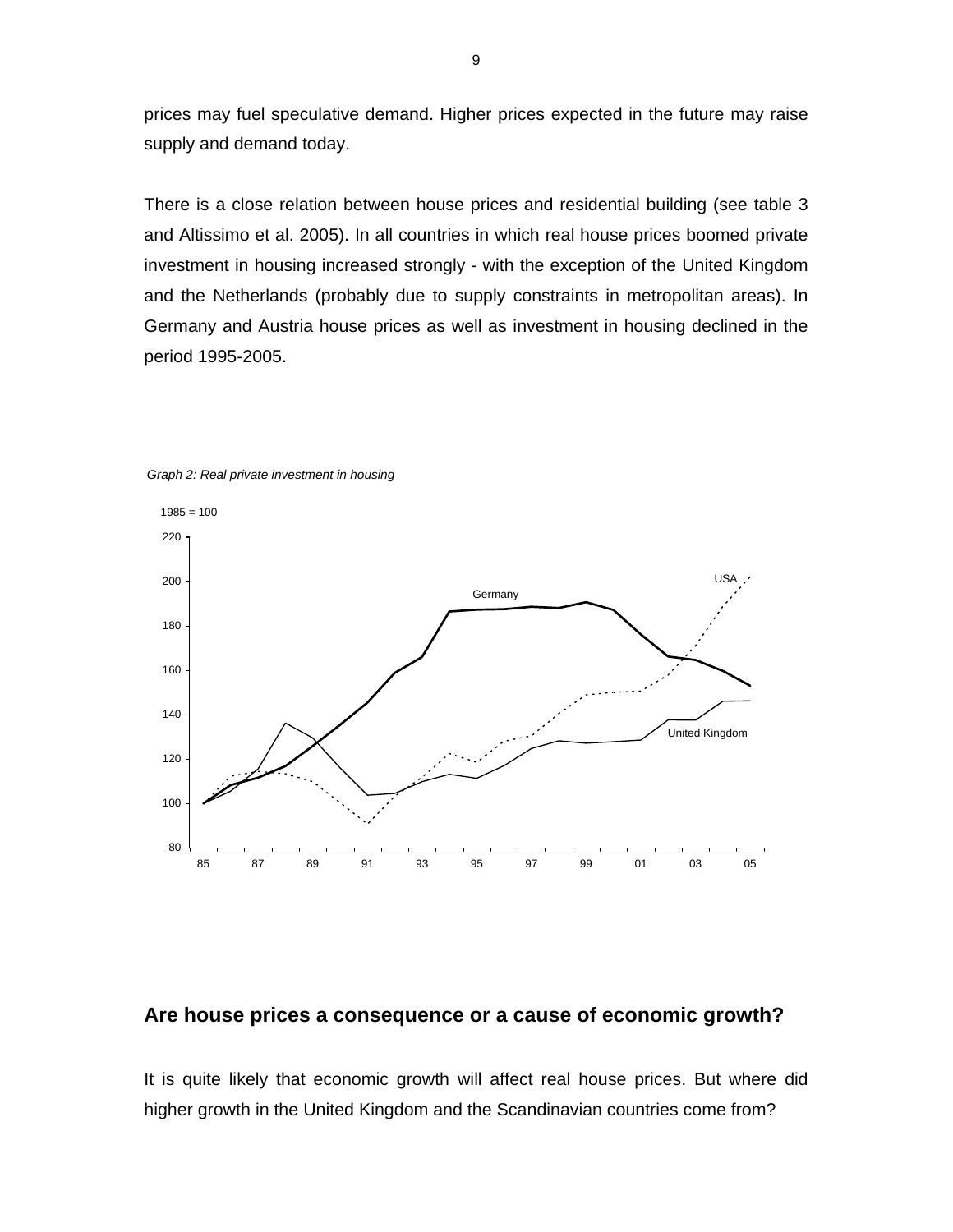prices may fuel speculative demand. Higher prices expected in the future may raise supply and demand today.

There is a close relation between house prices and residential building (see table 3 and Altissimo et al. 2005). In all countries in which real house prices boomed private investment in housing increased strongly - with the exception of the United Kingdom and the Netherlands (probably due to supply constraints in metropolitan areas). In Germany and Austria house prices as well as investment in housing declined in the period 1995-2005.

*Graph 2: Real private investment in housing*

## Are house prices a consequence or a cause of economic growth?

It is quite likely that economic growth will affect real house prices. But where did higher growth in the United Kingdom and the Scandinavian countries come from?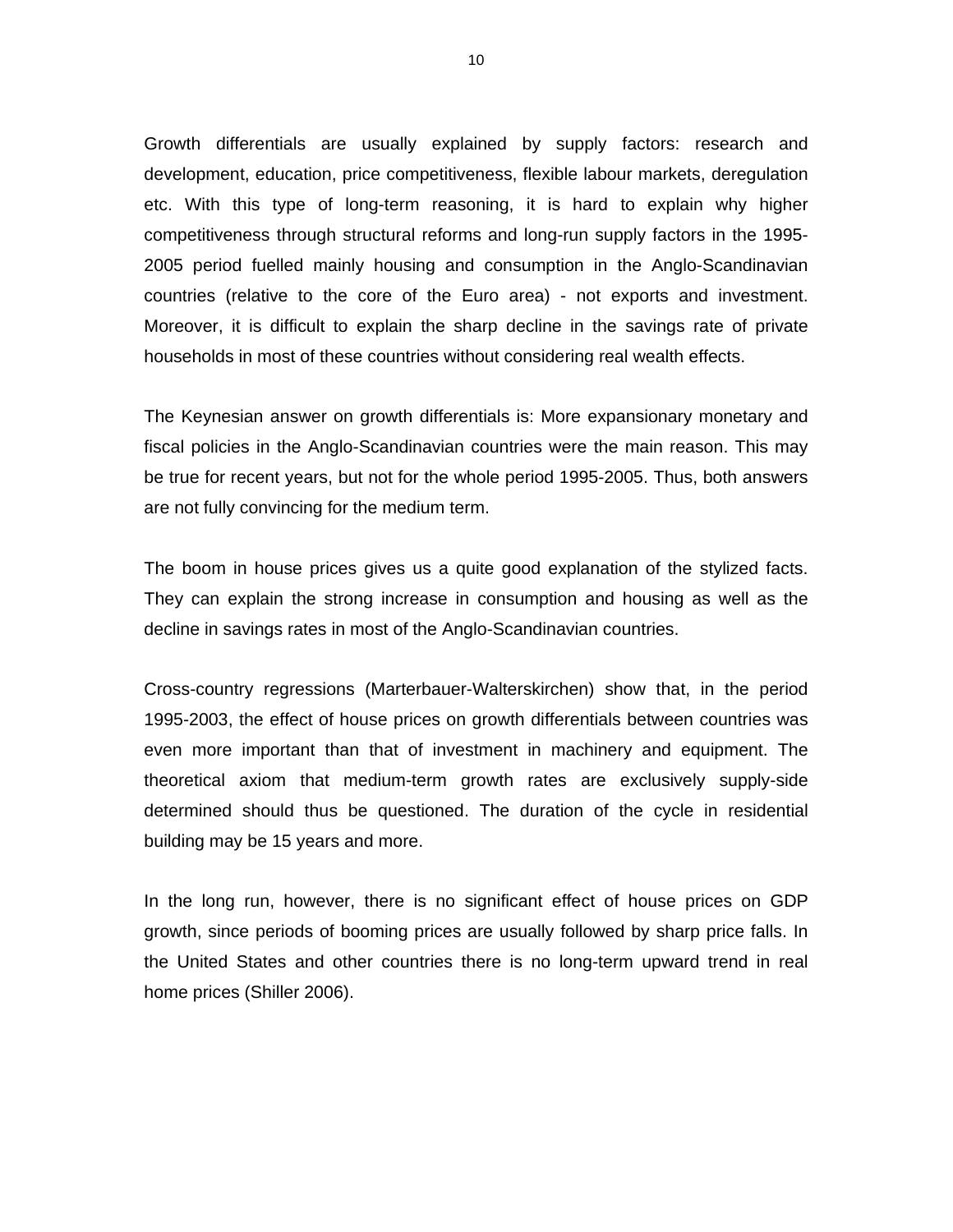Growth differentials are usually explained by supply factors: research and development, education, price competitiveness, flexible labour markets, deregulation etc. With this type of long-term reasoning, it is hard to explain why higher competitiveness through structural reforms and long-run supply factors in the 1995-2005 period fuelled mainly housing and consumption in the Anglo-Scandinavian countries (relative to the core of the Euro area) - not exports and investment. Moreover, it is difficult to explain the sharp decline in the savings rate of private households in most of these countries without considering real wealth effects.

The Keynesian answer on growth differentials is: More expansionary monetary and fiscal policies in the Anglo-Scandinavian countries were the main reason. This may be true for recent years, but not for the whole period 1995-2005. Thus, both answers are not fully convincing for the medium term.

The boom in house prices gives us a quite good explanation of the stylized facts. They can explain the strong increase in consumption and housing as well as the decline in savings rates in most of the Anglo-Scandinavian countries.

Cross-country regressions (Marterbauer-Walterskirchen) show that, in the period 1995-2003, the effect of house prices on growth differentials between countries was even more important than that of investment in machinery and equipment. The theoretical axiom that medium-term growth rates are exclusively supply-side determined should thus be questioned. The duration of the cycle in residential building may be 15 years and more.

In the long run, however, there is no significant effect of house prices on GDP growth, since periods of booming prices are usually followed by sharp price falls. In the United States and other countries there is no long-term upward trend in real home prices (Shiller 2006).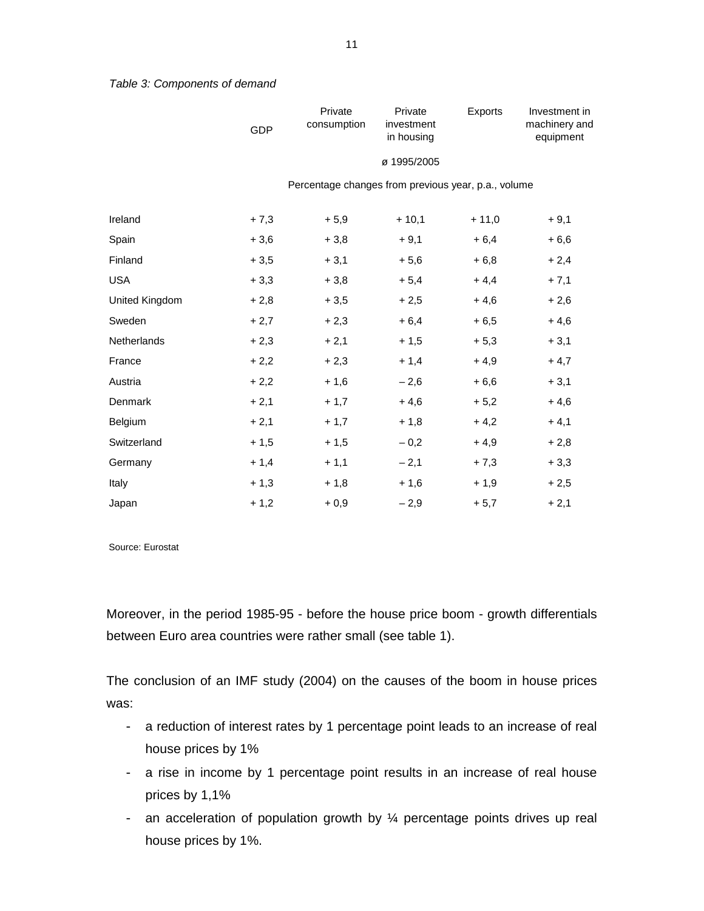*Table 3: Components of demand*

| | GDP | Private consumption | Private investment in housing | Exports | Investment in machinery and equipment |
|---|---|---|---|---|---|
| | | | ø 1995/2005 | | |
| | | Percentage changes from previous year, p.a., volume | | | |
| Ireland | + 7,3 | + 5,9 | + 10,1 | + 11,0 | + 9,1 |
| Spain | + 3,6 | + 3,8 | + 9,1 | + 6,4 | + 6,6 |
| Finland | + 3,5 | + 3,1 | + 5,6 | + 6,8 | + 2,4 |
| USA | + 3,3 | + 3,8 | + 5,4 | + 4,4 | + 7,1 |
| United Kingdom | + 2,8 | + 3,5 | + 2,5 | + 4,6 | + 2,6 |
| Sweden | + 2,7 | + 2,3 | + 6,4 | + 6,5 | + 4,6 |
| Netherlands | + 2,3 | + 2,1 | + 1,5 | + 5,3 | + 3,1 |
| France | + 2,2 | + 2,3 | + 1,4 | + 4,9 | + 4,7 |
| Austria | + 2,2 | + 1,6 | – 2,6 | + 6,6 | + 3,1 |
| Denmark | + 2,1 | + 1,7 | + 4,6 | + 5,2 | + 4,6 |
| Belgium | + 2,1 | + 1,7 | + 1,8 | + 4,2 | + 4,1 |
| Switzerland | + 1,5 | + 1,5 | – 0,2 | + 4,9 | + 2,8 |
| Germany | + 1,4 | + 1,1 | – 2,1 | + 7,3 | + 3,3 |
| Italy | + 1,3 | + 1,8 | + 1,6 | + 1,9 | + 2,5 |
| Japan | + 1,2 | + 0,9 | – 2,9 | + 5,7 | + 2,1 |

Source: Eurostat

Moreover, in the period 1985-95 - before the house price boom - growth differentials between Euro area countries were rather small (see table 1).

The conclusion of an IMF study (2004) on the causes of the boom in house prices was:

- a reduction of interest rates by 1 percentage point leads to an increase of real house prices by 1%
- a rise in income by 1 percentage point results in an increase of real house prices by 1,1%
- an acceleration of population growth by ¼ percentage points drives up real house prices by 1%.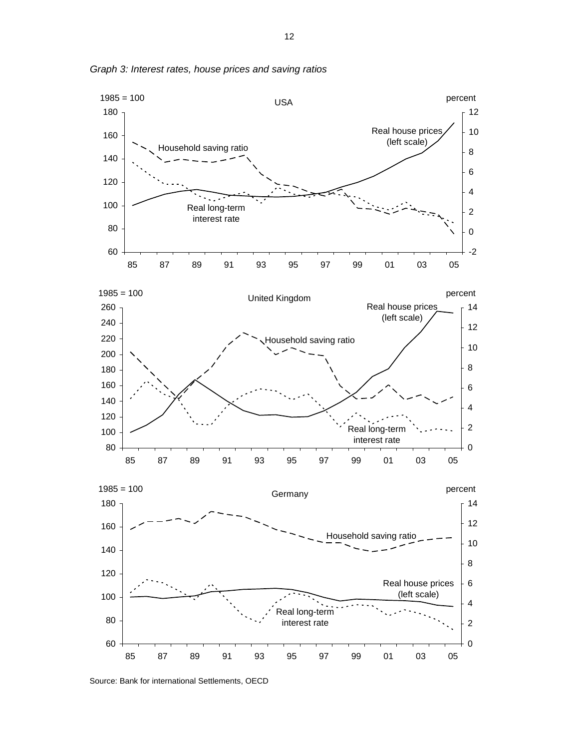*Graph 3: Interest rates, house prices and saving ratios*

Source: Bank for international Settlements, OECD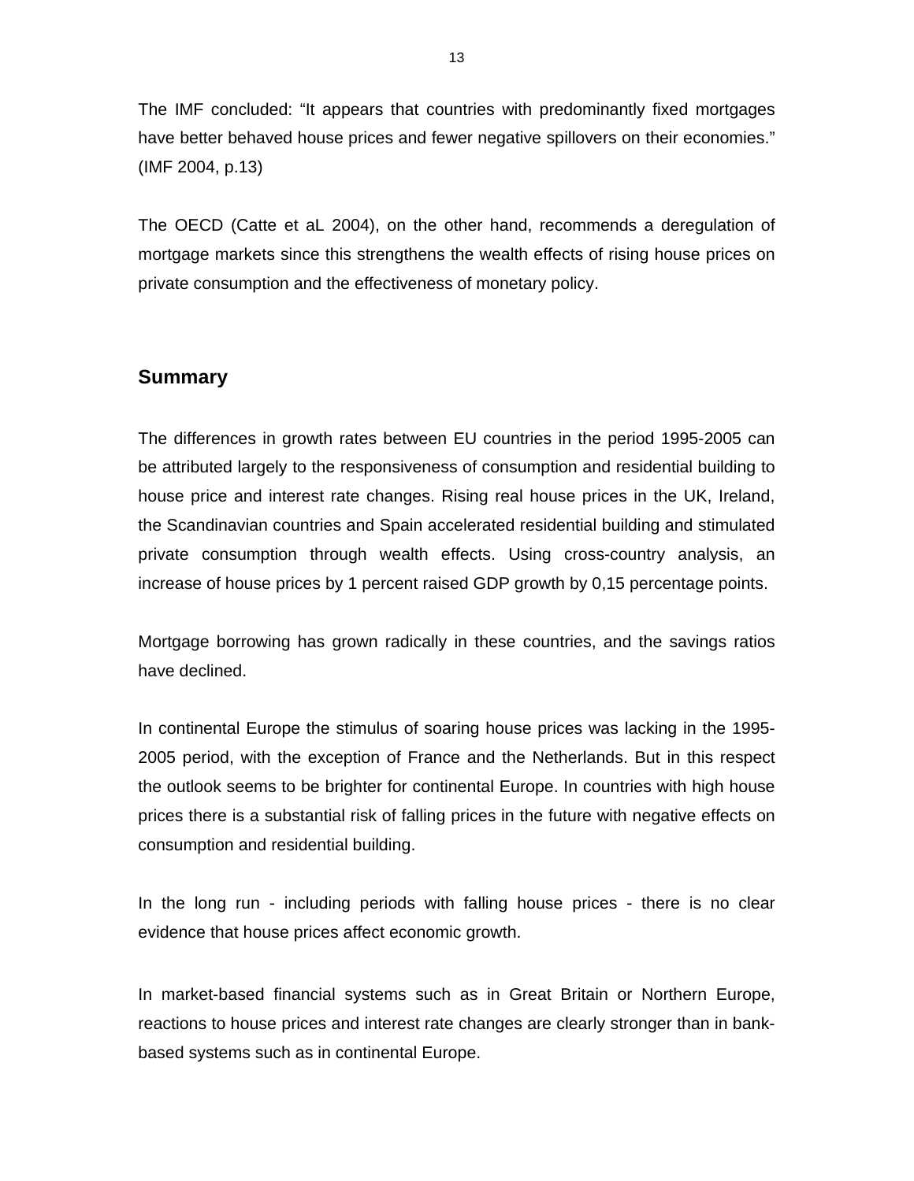The IMF concluded: “It appears that countries with predominantly fixed mortgages have better behaved house prices and fewer negative spillovers on their economies.” (IMF 2004, p.13)

The OECD (Catte et aL 2004), on the other hand, recommends a deregulation of mortgage markets since this strengthens the wealth effects of rising house prices on private consumption and the effectiveness of monetary policy.

## Summary

The differences in growth rates between EU countries in the period 1995-2005 can be attributed largely to the responsiveness of consumption and residential building to house price and interest rate changes. Rising real house prices in the UK, Ireland, the Scandinavian countries and Spain accelerated residential building and stimulated private consumption through wealth effects. Using cross-country analysis, an increase of house prices by 1 percent raised GDP growth by 0,15 percentage points.

Mortgage borrowing has grown radically in these countries, and the savings ratios have declined.

In continental Europe the stimulus of soaring house prices was lacking in the 1995-2005 period, with the exception of France and the Netherlands. But in this respect the outlook seems to be brighter for continental Europe. In countries with high house prices there is a substantial risk of falling prices in the future with negative effects on consumption and residential building.

In the long run - including periods with falling house prices - there is no clear evidence that house prices affect economic growth.

In market-based financial systems such as in Great Britain or Northern Europe, reactions to house prices and interest rate changes are clearly stronger than in bank-based systems such as in continental Europe.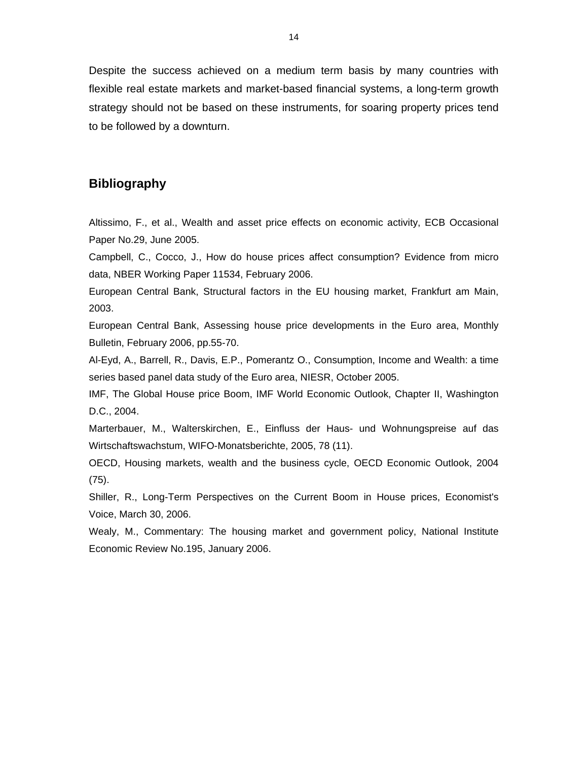Despite the success achieved on a medium term basis by many countries with flexible real estate markets and market-based financial systems, a long-term growth strategy should not be based on these instruments, for soaring property prices tend to be followed by a downturn.

## Bibliography

Altissimo, F., et al., Wealth and asset price effects on economic activity, ECB Occasional Paper No.29, June 2005.

Campbell, C., Cocco, J., How do house prices affect consumption? Evidence from micro data, NBER Working Paper 11534, February 2006.

European Central Bank, Structural factors in the EU housing market, Frankfurt am Main, 2003.

European Central Bank, Assessing house price developments in the Euro area, Monthly Bulletin, February 2006, pp.55-70.

Al-Eyd, A., Barrell, R., Davis, E.P., Pomerantz O., Consumption, Income and Wealth: a time series based panel data study of the Euro area, NIESR, October 2005.

IMF, The Global House price Boom, IMF World Economic Outlook, Chapter II, Washington D.C., 2004.

Marterbauer, M., Walterskirchen, E., Einfluss der Haus- und Wohnungspreise auf das Wirtschaftswachstum, WIFO-Monatsberichte, 2005, 78 (11).

OECD, Housing markets, wealth and the business cycle, OECD Economic Outlook, 2004 (75).

Shiller, R., Long-Term Perspectives on the Current Boom in House prices, Economist's Voice, March 30, 2006.

Wealy, M., Commentary: The housing market and government policy, National Institute Economic Review No.195, January 2006.